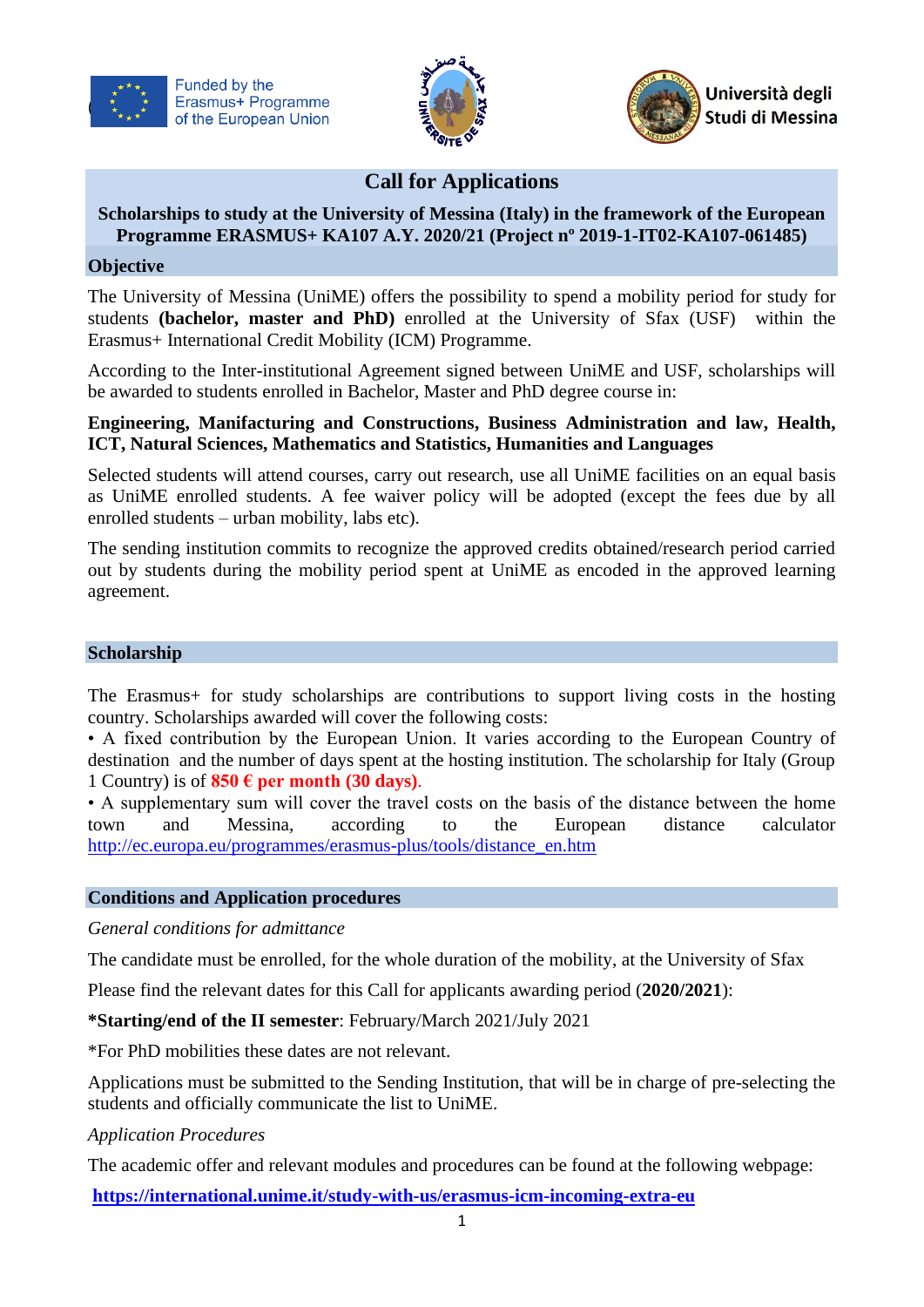Funded by the Erasmus+ Programme of the European Union

Università degli Studi di Messina

# Call for Applications

**Scholarships to study at the University of Messina (Italy) in the framework of the European Programme ERASMUS+ KA107 A.Y. 2020/21 (Project nº 2019-1-IT02-KA107-061485)**

## Objective

The University of Messina (UniME) offers the possibility to spend a mobility period for study for students **(bachelor, master and PhD)** enrolled at the University of Sfax (USF) within the Erasmus+ International Credit Mobility (ICM) Programme.

According to the Inter-institutional Agreement signed between UniME and USF, scholarships will be awarded to students enrolled in Bachelor, Master and PhD degree course in:

**Engineering, Manifacturing and Constructions, Business Administration and law, Health, ICT, Natural Sciences, Mathematics and Statistics, Humanities and Languages**

Selected students will attend courses, carry out research, use all UniME facilities on an equal basis as UniME enrolled students. A fee waiver policy will be adopted (except the fees due by all enrolled students – urban mobility, labs etc).

The sending institution commits to recognize the approved credits obtained/research period carried out by students during the mobility period spent at UniME as encoded in the approved learning agreement.

## Scholarship

The Erasmus+ for study scholarships are contributions to support living costs in the hosting country. Scholarships awarded will cover the following costs:

- A fixed contribution by the European Union. It varies according to the European Country of destination and the number of days spent at the hosting institution. The scholarship for Italy (Group 1 Country) is of **850 € per month (30 days)**.
- A supplementary sum will cover the travel costs on the basis of the distance between the home town and Messina, according to the European distance calculator http://ec.europa.eu/programmes/erasmus-plus/tools/distance_en.htm

## Conditions and Application procedures

*General conditions for admittance*

The candidate must be enrolled, for the whole duration of the mobility, at the University of Sfax

Please find the relevant dates for this Call for applicants awarding period (**2020/2021**):

***Starting/end of the II semester**: February/March 2021/July 2021

*For PhD mobilities these dates are not relevant.

Applications must be submitted to the Sending Institution, that will be in charge of pre-selecting the students and officially communicate the list to UniME.

*Application Procedures*

The academic offer and relevant modules and procedures can be found at the following webpage:

**https://international.unime.it/study-with-us/erasmus-icm-incoming-extra-eu**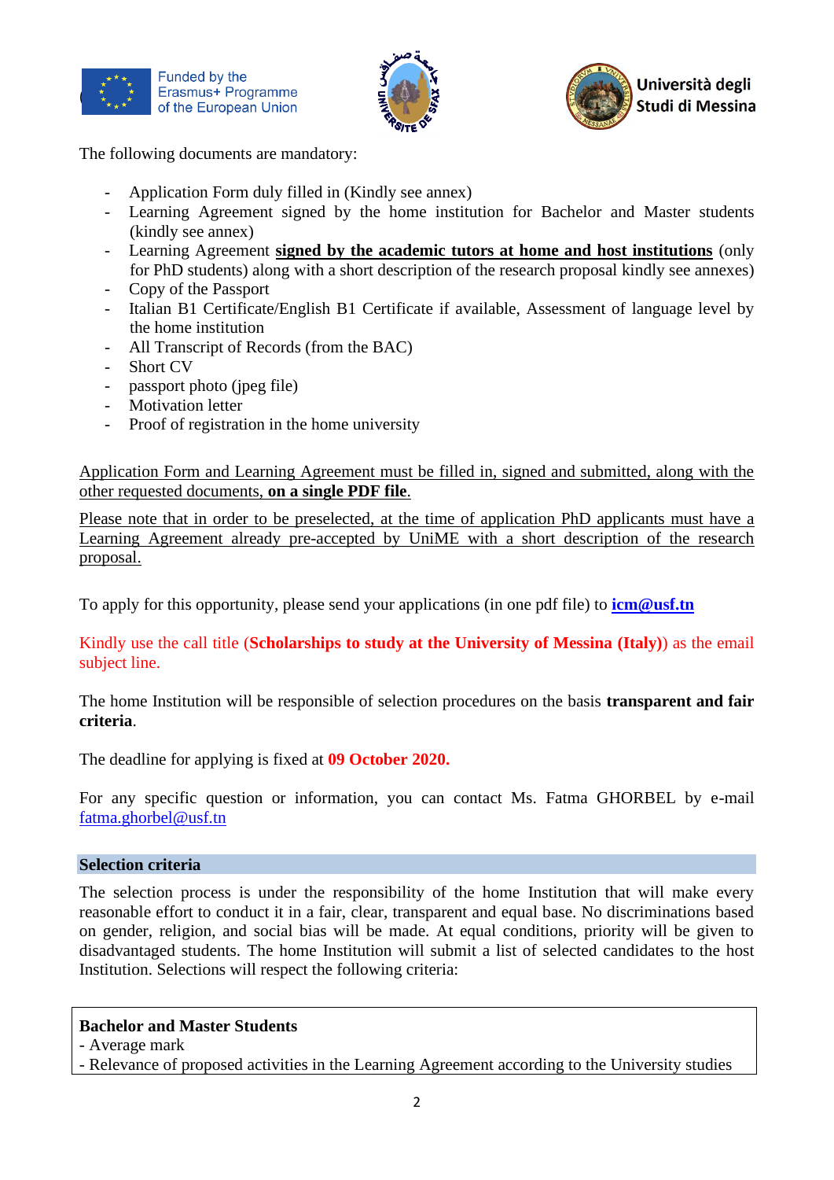The following documents are mandatory:

- Application Form duly filled in (Kindly see annex)
- Learning Agreement signed by the home institution for Bachelor and Master students (kindly see annex)
- Learning Agreement **signed by the academic tutors at home and host institutions** (only for PhD students) along with a short description of the research proposal kindly see annexes)
- Copy of the Passport
- Italian B1 Certificate/English B1 Certificate if available, Assessment of language level by the home institution
- All Transcript of Records (from the BAC)
- Short CV
- passport photo (jpeg file)
- Motivation letter
- Proof of registration in the home university

Application Form and Learning Agreement must be filled in, signed and submitted, along with the other requested documents, **on a single PDF file**.

Please note that in order to be preselected, at the time of application PhD applicants must have a Learning Agreement already pre-accepted by UniME with a short description of the research proposal.

To apply for this opportunity, please send your applications (in one pdf file) to **icm@usf.tn**

Kindly use the call title (**Scholarships to study at the University of Messina (Italy)**) as the email subject line.

The home Institution will be responsible of selection procedures on the basis **transparent and fair criteria**.

The deadline for applying is fixed at **09 October 2020.**

For any specific question or information, you can contact Ms. Fatma GHORBEL by e-mail fatma.ghorbel@usf.tn

## Selection criteria

The selection process is under the responsibility of the home Institution that will make every reasonable effort to conduct it in a fair, clear, transparent and equal base. No discriminations based on gender, religion, and social bias will be made. At equal conditions, priority will be given to disadvantaged students. The home Institution will submit a list of selected candidates to the host Institution. Selections will respect the following criteria:

**Bachelor and Master Students**
- Average mark
- Relevance of proposed activities in the Learning Agreement according to the University studies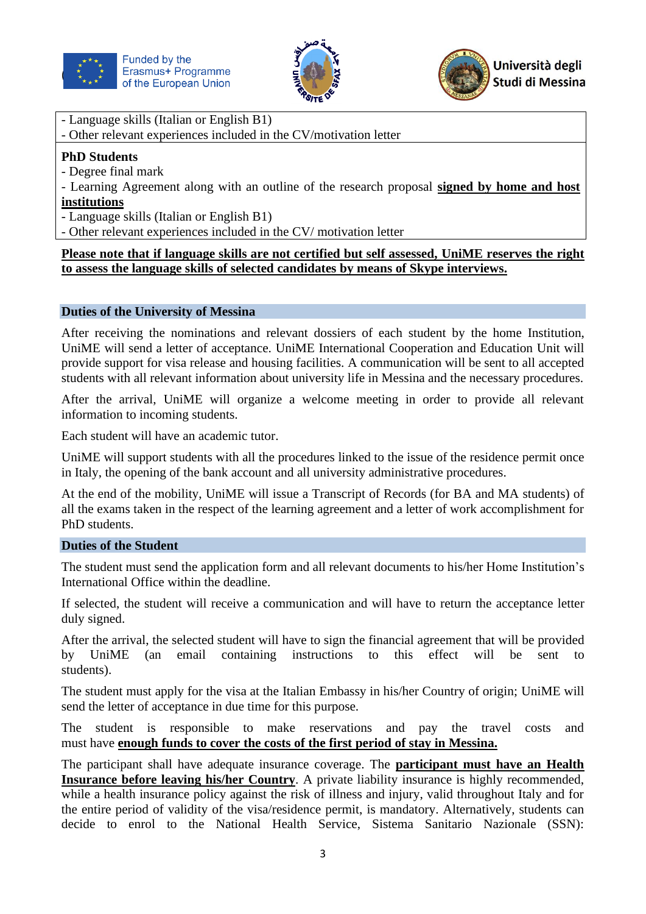- Language skills (Italian or English B1)
- Other relevant experiences included in the CV/motivation letter

**PhD Students**
- Degree final mark
- Learning Agreement along with an outline of the research proposal **signed by home and host institutions**
- Language skills (Italian or English B1)
- Other relevant experiences included in the CV/ motivation letter

**Please note that if language skills are not certified but self assessed, UniME reserves the right to assess the language skills of selected candidates by means of Skype interviews.**

## Duties of the University of Messina

After receiving the nominations and relevant dossiers of each student by the home Institution, UniME will send a letter of acceptance. UniME International Cooperation and Education Unit will provide support for visa release and housing facilities. A communication will be sent to all accepted students with all relevant information about university life in Messina and the necessary procedures.

After the arrival, UniME will organize a welcome meeting in order to provide all relevant information to incoming students.

Each student will have an academic tutor.

UniME will support students with all the procedures linked to the issue of the residence permit once in Italy, the opening of the bank account and all university administrative procedures.

At the end of the mobility, UniME will issue a Transcript of Records (for BA and MA students) of all the exams taken in the respect of the learning agreement and a letter of work accomplishment for PhD students.

## Duties of the Student

The student must send the application form and all relevant documents to his/her Home Institution's International Office within the deadline.

If selected, the student will receive a communication and will have to return the acceptance letter duly signed.

After the arrival, the selected student will have to sign the financial agreement that will be provided by UniME (an email containing instructions to this effect will be sent to students).

The student must apply for the visa at the Italian Embassy in his/her Country of origin; UniME will send the letter of acceptance in due time for this purpose.

The student is responsible to make reservations and pay the travel costs and must have **enough funds to cover the costs of the first period of stay in Messina.**

The participant shall have adequate insurance coverage. The **participant must have an Health Insurance before leaving his/her Country**. A private liability insurance is highly recommended, while a health insurance policy against the risk of illness and injury, valid throughout Italy and for the entire period of validity of the visa/residence permit, is mandatory. Alternatively, students can decide to enrol to the National Health Service, Sistema Sanitario Nazionale (SSN):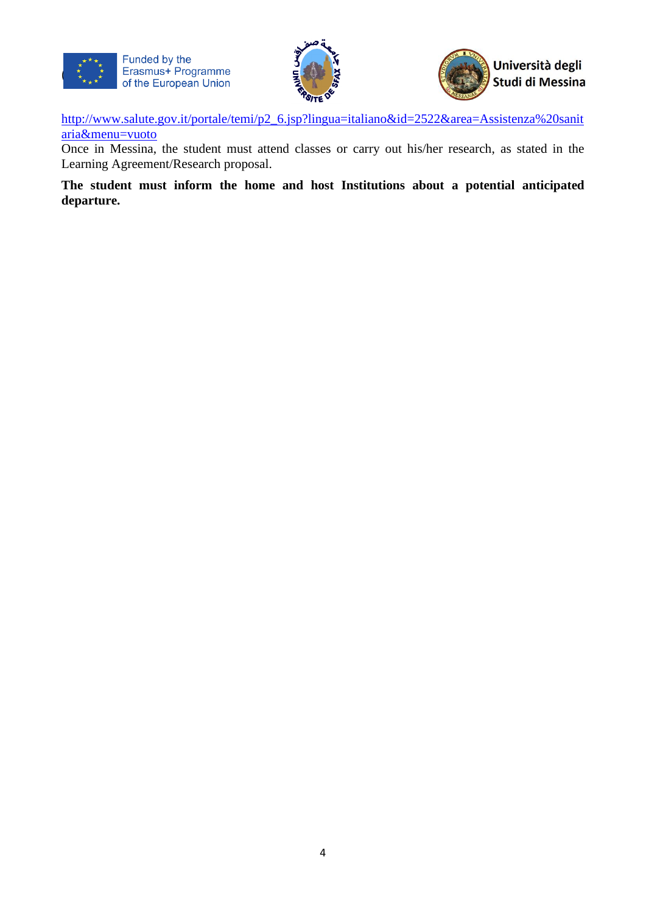http://www.salute.gov.it/portale/temi/p2_6.jsp?lingua=italiano&id=2522&area=Assistenza%20sanitaria&menu=vuoto

Once in Messina, the student must attend classes or carry out his/her research, as stated in the Learning Agreement/Research proposal.

**The student must inform the home and host Institutions about a potential anticipated departure.**